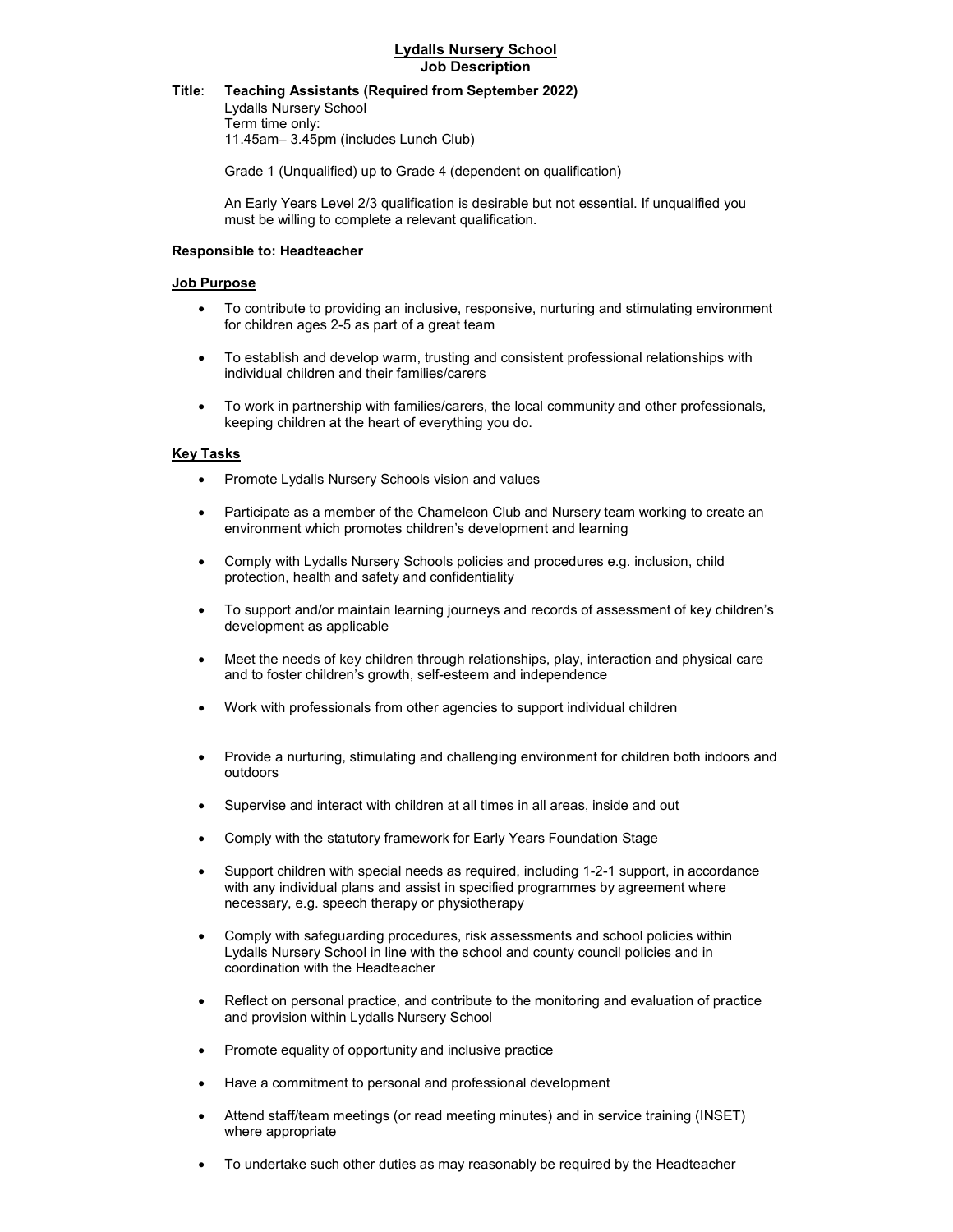# Lydalls Nursery School
## Job Description

**Title**: **Teaching Assistants (Required from September 2022)**
Lydalls Nursery School
Term time only:
11.45am– 3.45pm (includes Lunch Club)

Grade 1 (Unqualified) up to Grade 4 (dependent on qualification)

An Early Years Level 2/3 qualification is desirable but not essential. If unqualified you must be willing to complete a relevant qualification.

**Responsible to: Headteacher**

### Job Purpose

- To contribute to providing an inclusive, responsive, nurturing and stimulating environment for children ages 2-5 as part of a great team
- To establish and develop warm, trusting and consistent professional relationships with individual children and their families/carers
- To work in partnership with families/carers, the local community and other professionals, keeping children at the heart of everything you do.

### Key Tasks

- Promote Lydalls Nursery Schools vision and values
- Participate as a member of the Chameleon Club and Nursery team working to create an environment which promotes children's development and learning
- Comply with Lydalls Nursery Schools policies and procedures e.g. inclusion, child protection, health and safety and confidentiality
- To support and/or maintain learning journeys and records of assessment of key children's development as applicable
- Meet the needs of key children through relationships, play, interaction and physical care and to foster children's growth, self-esteem and independence
- Work with professionals from other agencies to support individual children
- Provide a nurturing, stimulating and challenging environment for children both indoors and outdoors
- Supervise and interact with children at all times in all areas, inside and out
- Comply with the statutory framework for Early Years Foundation Stage
- Support children with special needs as required, including 1-2-1 support, in accordance with any individual plans and assist in specified programmes by agreement where necessary, e.g. speech therapy or physiotherapy
- Comply with safeguarding procedures, risk assessments and school policies within Lydalls Nursery School in line with the school and county council policies and in coordination with the Headteacher
- Reflect on personal practice, and contribute to the monitoring and evaluation of practice and provision within Lydalls Nursery School
- Promote equality of opportunity and inclusive practice
- Have a commitment to personal and professional development
- Attend staff/team meetings (or read meeting minutes) and in service training (INSET) where appropriate
- To undertake such other duties as may reasonably be required by the Headteacher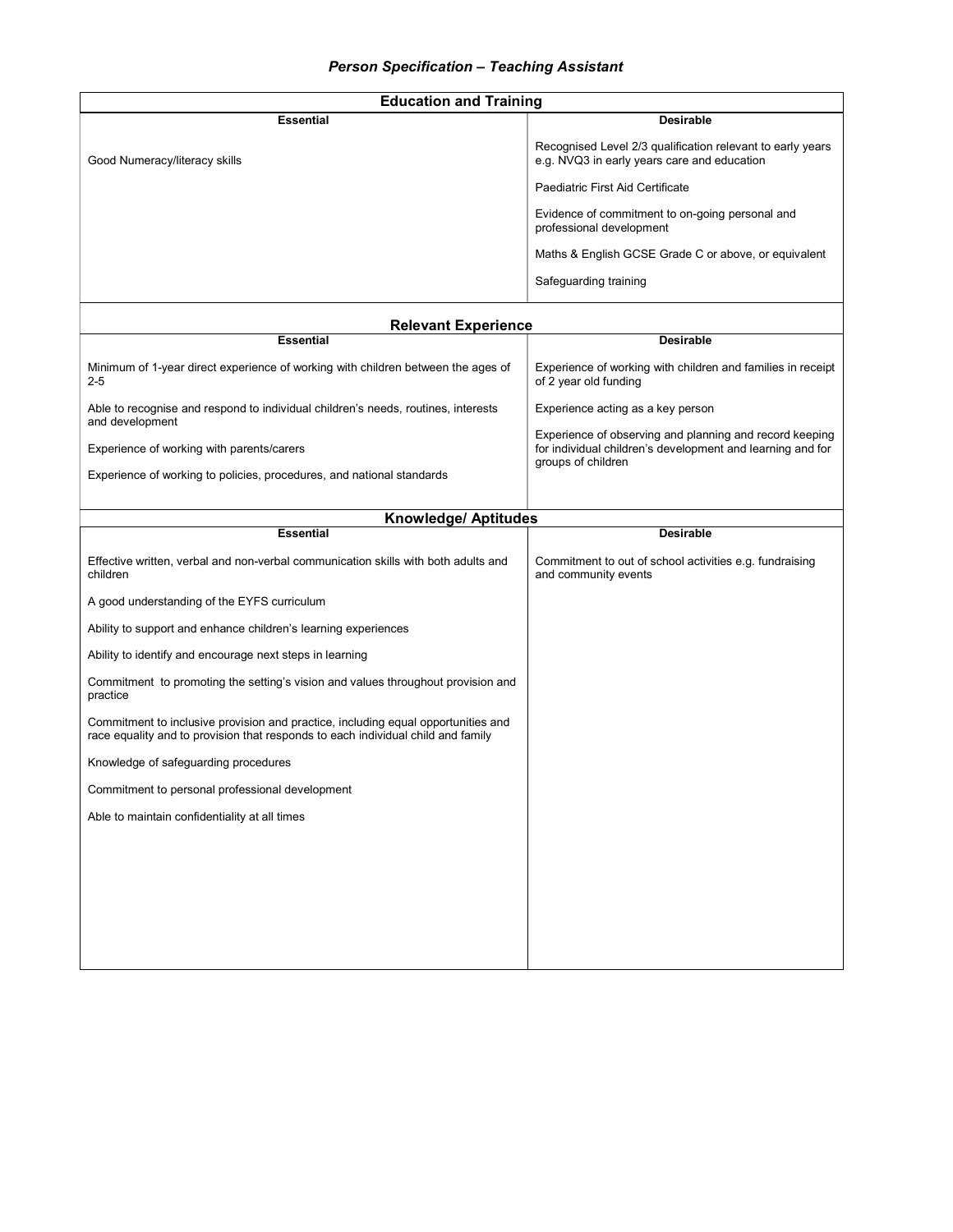### *Person Specification – Teaching Assistant*

## Education and Training

| Essential | Desirable |
| --- | --- |
| Good Numeracy/literacy skills | Recognised Level 2/3 qualification relevant to early years e.g. NVQ3 in early years care and education |
| | Paediatric First Aid Certificate |
| | Evidence of commitment to on-going personal and professional development |
| | Maths & English GCSE Grade C or above, or equivalent |
| | Safeguarding training |

## Relevant Experience

| Essential | Desirable |
| --- | --- |
| Minimum of 1-year direct experience of working with children between the ages of 2-5 | Experience of working with children and families in receipt of 2 year old funding |
| Able to recognise and respond to individual children's needs, routines, interests and development | Experience acting as a key person |
| Experience of working with parents/carers | Experience of observing and planning and record keeping for individual children's development and learning and for groups of children |
| Experience of working to policies, procedures, and national standards | |

## Knowledge/ Aptitudes

| Essential | Desirable |
| --- | --- |
| Effective written, verbal and non-verbal communication skills with both adults and children | Commitment to out of school activities e.g. fundraising and community events |
| A good understanding of the EYFS curriculum | |
| Ability to support and enhance children's learning experiences | |
| Ability to identify and encourage next steps in learning | |
| Commitment to promoting the setting's vision and values throughout provision and practice | |
| Commitment to inclusive provision and practice, including equal opportunities and race equality and to provision that responds to each individual child and family | |
| Knowledge of safeguarding procedures | |
| Commitment to personal professional development | |
| Able to maintain confidentiality at all times | |